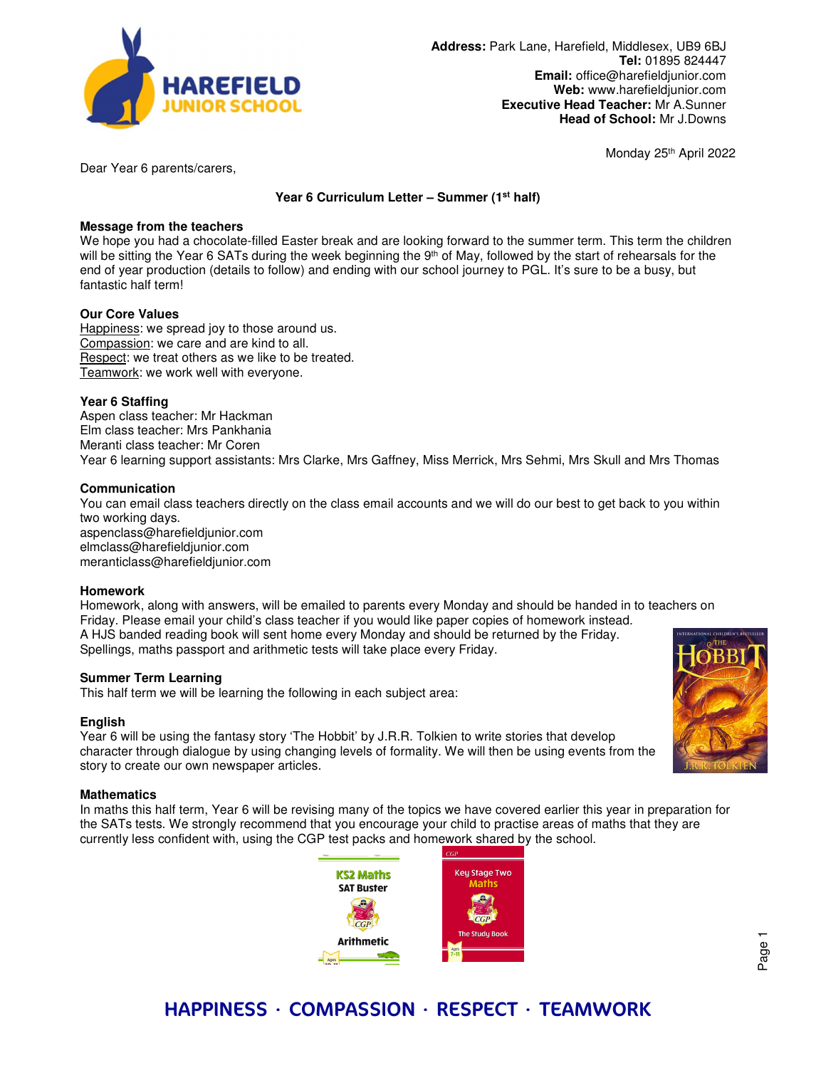**Address:** Park Lane, Harefield, Middlesex, UB9 6BJ
**Tel:** 01895 824447
**Email:** office@harefieldjunior.com
**Web:** www.harefieldjunior.com
**Executive Head Teacher:** Mr A.Sunner
**Head of School:** Mr J.Downs

Monday 25th April 2022

Dear Year 6 parents/carers,

**Year 6 Curriculum Letter – Summer (1st half)**

**Message from the teachers**

We hope you had a chocolate-filled Easter break and are looking forward to the summer term. This term the children will be sitting the Year 6 SATs during the week beginning the 9th of May, followed by the start of rehearsals for the end of year production (details to follow) and ending with our school journey to PGL. It's sure to be a busy, but fantastic half term!

**Our Core Values**

Happiness: we spread joy to those around us.
Compassion: we care and are kind to all.
Respect: we treat others as we like to be treated.
Teamwork: we work well with everyone.

**Year 6 Staffing**

Aspen class teacher: Mr Hackman
Elm class teacher: Mrs Pankhania
Meranti class teacher: Mr Coren
Year 6 learning support assistants: Mrs Clarke, Mrs Gaffney, Miss Merrick, Mrs Sehmi, Mrs Skull and Mrs Thomas

**Communication**

You can email class teachers directly on the class email accounts and we will do our best to get back to you within two working days.
aspenclass@harefieldjunior.com
elmclass@harefieldjunior.com
meranticlass@harefieldjunior.com

**Homework**

Homework, along with answers, will be emailed to parents every Monday and should be handed in to teachers on Friday. Please email your child's class teacher if you would like paper copies of homework instead.
A HJS banded reading book will sent home every Monday and should be returned by the Friday.
Spellings, maths passport and arithmetic tests will take place every Friday.

**Summer Term Learning**

This half term we will be learning the following in each subject area:

**English**

Year 6 will be using the fantasy story 'The Hobbit' by J.R.R. Tolkien to write stories that develop character through dialogue by using changing levels of formality. We will then be using events from the story to create our own newspaper articles.

**Mathematics**

In maths this half term, Year 6 will be revising many of the topics we have covered earlier this year in preparation for the SATs tests. We strongly recommend that you encourage your child to practise areas of maths that they are currently less confident with, using the CGP test packs and homework shared by the school.

HAPPINESS · COMPASSION · RESPECT · TEAMWORK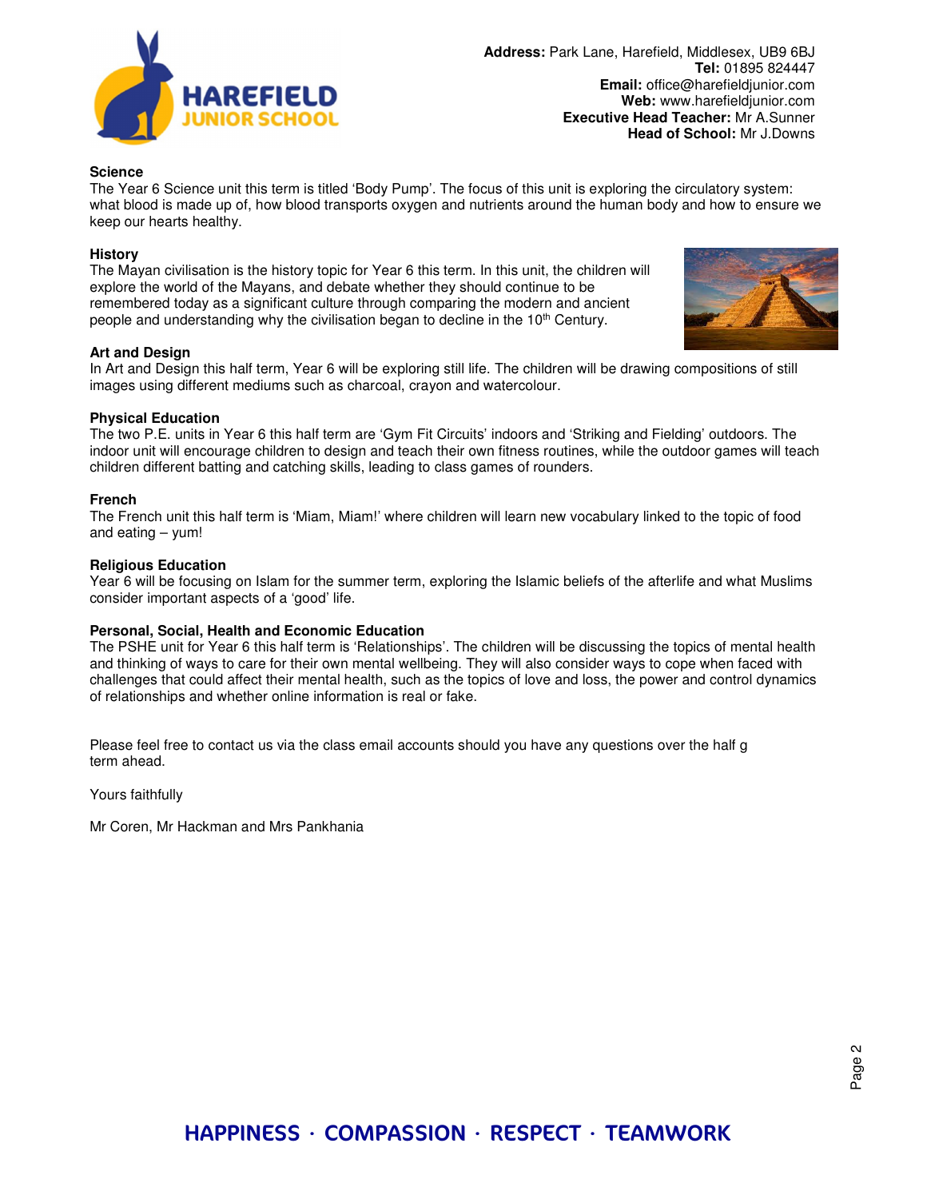**Address:** Park Lane, Harefield, Middlesex, UB9 6BJ
**Tel:** 01895 824447
**Email:** office@harefieldjunior.com
**Web:** www.harefieldjunior.com
**Executive Head Teacher:** Mr A.Sunner
**Head of School:** Mr J.Downs

**Science**

The Year 6 Science unit this term is titled 'Body Pump'. The focus of this unit is exploring the circulatory system: what blood is made up of, how blood transports oxygen and nutrients around the human body and how to ensure we keep our hearts healthy.

**History**

The Mayan civilisation is the history topic for Year 6 this term. In this unit, the children will explore the world of the Mayans, and debate whether they should continue to be remembered today as a significant culture through comparing the modern and ancient people and understanding why the civilisation began to decline in the 10th Century.

**Art and Design**

In Art and Design this half term, Year 6 will be exploring still life. The children will be drawing compositions of still images using different mediums such as charcoal, crayon and watercolour.

**Physical Education**

The two P.E. units in Year 6 this half term are 'Gym Fit Circuits' indoors and 'Striking and Fielding' outdoors. The indoor unit will encourage children to design and teach their own fitness routines, while the outdoor games will teach children different batting and catching skills, leading to class games of rounders.

**French**

The French unit this half term is 'Miam, Miam!' where children will learn new vocabulary linked to the topic of food and eating – yum!

**Religious Education**

Year 6 will be focusing on Islam for the summer term, exploring the Islamic beliefs of the afterlife and what Muslims consider important aspects of a 'good' life.

**Personal, Social, Health and Economic Education**

The PSHE unit for Year 6 this half term is 'Relationships'. The children will be discussing the topics of mental health and thinking of ways to care for their own mental wellbeing. They will also consider ways to cope when faced with challenges that could affect their mental health, such as the topics of love and loss, the power and control dynamics of relationships and whether online information is real or fake.

Please feel free to contact us via the class email accounts should you have any questions over the half g term ahead.

Yours faithfully

Mr Coren, Mr Hackman and Mrs Pankhania

HAPPINESS · COMPASSION · RESPECT · TEAMWORK